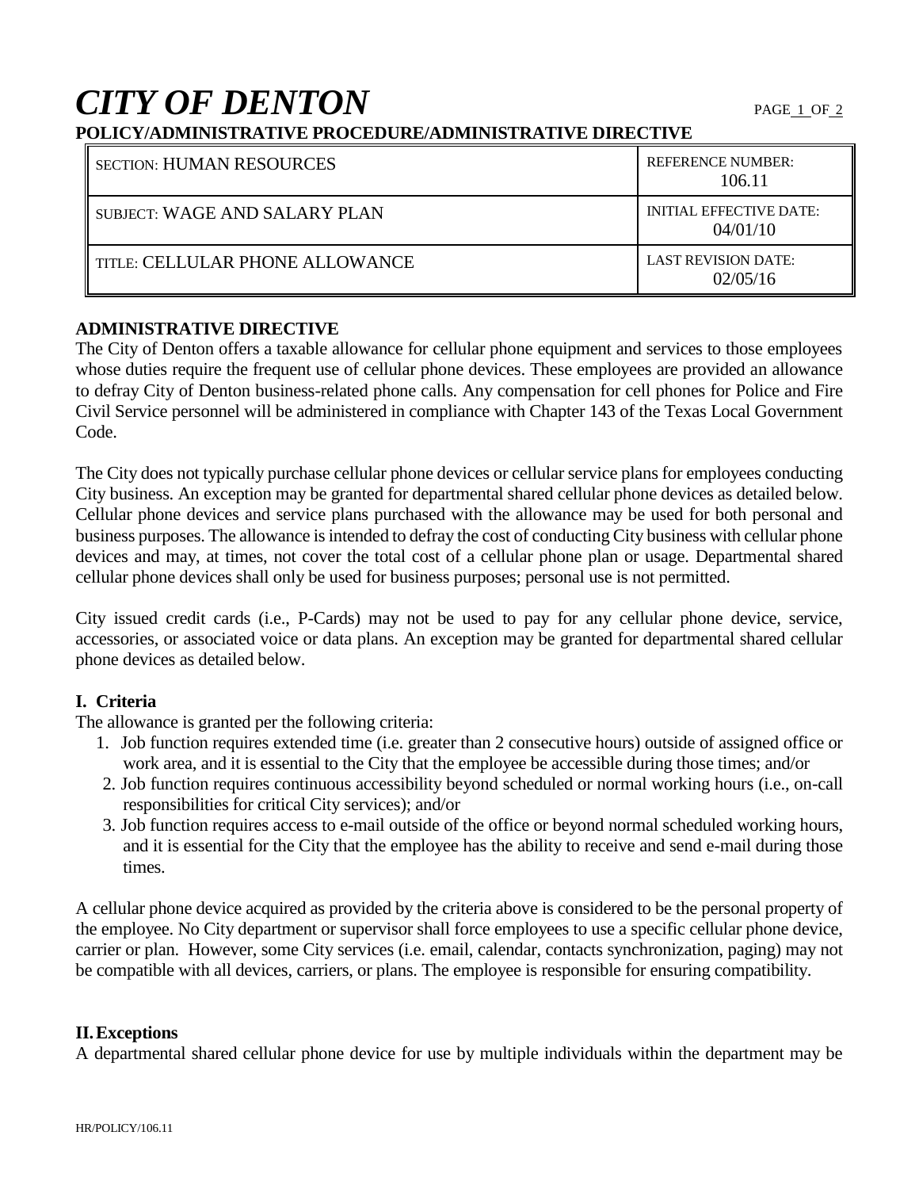# *CITY OF DENTON*

**POLICY/ADMINISTRATIVE PROCEDURE/ADMINISTRATIVE DIRECTIVE**

| SECTION: HUMAN RESOURCES | REFERENCE NUMBER: 106.11 |
|---|---|
| SUBJECT: WAGE AND SALARY PLAN | INITIAL EFFECTIVE DATE: 04/01/10 |
| TITLE: CELLULAR PHONE ALLOWANCE | LAST REVISION DATE: 02/05/16 |

## ADMINISTRATIVE DIRECTIVE

The City of Denton offers a taxable allowance for cellular phone equipment and services to those employees whose duties require the frequent use of cellular phone devices. These employees are provided an allowance to defray City of Denton business-related phone calls. Any compensation for cell phones for Police and Fire Civil Service personnel will be administered in compliance with Chapter 143 of the Texas Local Government Code.

The City does not typically purchase cellular phone devices or cellular service plans for employees conducting City business. An exception may be granted for departmental shared cellular phone devices as detailed below. Cellular phone devices and service plans purchased with the allowance may be used for both personal and business purposes. The allowance is intended to defray the cost of conducting City business with cellular phone devices and may, at times, not cover the total cost of a cellular phone plan or usage. Departmental shared cellular phone devices shall only be used for business purposes; personal use is not permitted.

City issued credit cards (i.e., P-Cards) may not be used to pay for any cellular phone device, service, accessories, or associated voice or data plans. An exception may be granted for departmental shared cellular phone devices as detailed below.

### I. Criteria

The allowance is granted per the following criteria:

1. Job function requires extended time (i.e. greater than 2 consecutive hours) outside of assigned office or work area, and it is essential to the City that the employee be accessible during those times; and/or
2. Job function requires continuous accessibility beyond scheduled or normal working hours (i.e., on-call responsibilities for critical City services); and/or
3. Job function requires access to e-mail outside of the office or beyond normal scheduled working hours, and it is essential for the City that the employee has the ability to receive and send e-mail during those times.

A cellular phone device acquired as provided by the criteria above is considered to be the personal property of the employee. No City department or supervisor shall force employees to use a specific cellular phone device, carrier or plan. However, some City services (i.e. email, calendar, contacts synchronization, paging) may not be compatible with all devices, carriers, or plans. The employee is responsible for ensuring compatibility.

### II. Exceptions

A departmental shared cellular phone device for use by multiple individuals within the department may be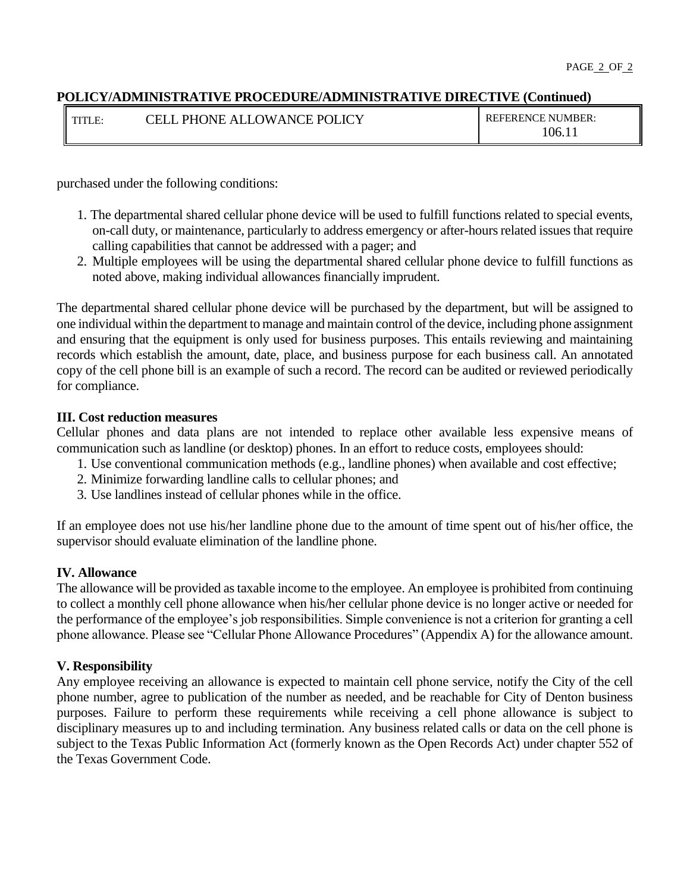**POLICY/ADMINISTRATIVE PROCEDURE/ADMINISTRATIVE DIRECTIVE (Continued)**

| TITLE: | CELL PHONE ALLOWANCE POLICY | REFERENCE NUMBER: 106.11 |
|---|---|---|

purchased under the following conditions:

1. The departmental shared cellular phone device will be used to fulfill functions related to special events, on-call duty, or maintenance, particularly to address emergency or after-hours related issues that require calling capabilities that cannot be addressed with a pager; and
2. Multiple employees will be using the departmental shared cellular phone device to fulfill functions as noted above, making individual allowances financially imprudent.

The departmental shared cellular phone device will be purchased by the department, but will be assigned to one individual within the department to manage and maintain control of the device, including phone assignment and ensuring that the equipment is only used for business purposes. This entails reviewing and maintaining records which establish the amount, date, place, and business purpose for each business call. An annotated copy of the cell phone bill is an example of such a record. The record can be audited or reviewed periodically for compliance.

**III. Cost reduction measures**

Cellular phones and data plans are not intended to replace other available less expensive means of communication such as landline (or desktop) phones. In an effort to reduce costs, employees should:

1. Use conventional communication methods (e.g., landline phones) when available and cost effective;
2. Minimize forwarding landline calls to cellular phones; and
3. Use landlines instead of cellular phones while in the office.

If an employee does not use his/her landline phone due to the amount of time spent out of his/her office, the supervisor should evaluate elimination of the landline phone.

**IV. Allowance**

The allowance will be provided as taxable income to the employee. An employee is prohibited from continuing to collect a monthly cell phone allowance when his/her cellular phone device is no longer active or needed for the performance of the employee's job responsibilities. Simple convenience is not a criterion for granting a cell phone allowance. Please see "Cellular Phone Allowance Procedures" (Appendix A) for the allowance amount.

**V. Responsibility**

Any employee receiving an allowance is expected to maintain cell phone service, notify the City of the cell phone number, agree to publication of the number as needed, and be reachable for City of Denton business purposes. Failure to perform these requirements while receiving a cell phone allowance is subject to disciplinary measures up to and including termination. Any business related calls or data on the cell phone is subject to the Texas Public Information Act (formerly known as the Open Records Act) under chapter 552 of the Texas Government Code.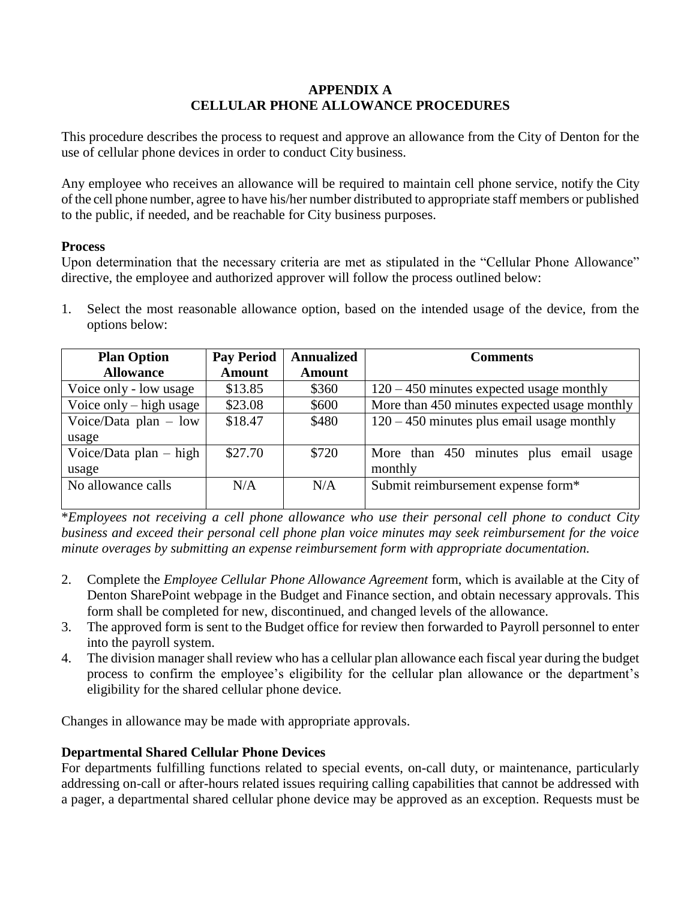## APPENDIX A
## CELLULAR PHONE ALLOWANCE PROCEDURES

This procedure describes the process to request and approve an allowance from the City of Denton for the use of cellular phone devices in order to conduct City business.

Any employee who receives an allowance will be required to maintain cell phone service, notify the City of the cell phone number, agree to have his/her number distributed to appropriate staff members or published to the public, if needed, and be reachable for City business purposes.

**Process**

Upon determination that the necessary criteria are met as stipulated in the "Cellular Phone Allowance" directive, the employee and authorized approver will follow the process outlined below:

1. Select the most reasonable allowance option, based on the intended usage of the device, from the options below:

| Plan Option Allowance | Pay Period Amount | Annualized Amount | Comments |
|---|---|---|---|
| Voice only - low usage | $13.85 | $360 | 120 – 450 minutes expected usage monthly |
| Voice only – high usage | $23.08 | $600 | More than 450 minutes expected usage monthly |
| Voice/Data plan – low usage | $18.47 | $480 | 120 – 450 minutes plus email usage monthly |
| Voice/Data plan – high usage | $27.70 | $720 | More than 450 minutes plus email usage monthly |
| No allowance calls | N/A | N/A | Submit reimbursement expense form* |

*\*Employees not receiving a cell phone allowance who use their personal cell phone to conduct City business and exceed their personal cell phone plan voice minutes may seek reimbursement for the voice minute overages by submitting an expense reimbursement form with appropriate documentation.*

2. Complete the *Employee Cellular Phone Allowance Agreement* form, which is available at the City of Denton SharePoint webpage in the Budget and Finance section, and obtain necessary approvals. This form shall be completed for new, discontinued, and changed levels of the allowance.
3. The approved form is sent to the Budget office for review then forwarded to Payroll personnel to enter into the payroll system.
4. The division manager shall review who has a cellular plan allowance each fiscal year during the budget process to confirm the employee's eligibility for the cellular plan allowance or the department's eligibility for the shared cellular phone device.

Changes in allowance may be made with appropriate approvals.

**Departmental Shared Cellular Phone Devices**

For departments fulfilling functions related to special events, on-call duty, or maintenance, particularly addressing on-call or after-hours related issues requiring calling capabilities that cannot be addressed with a pager, a departmental shared cellular phone device may be approved as an exception. Requests must be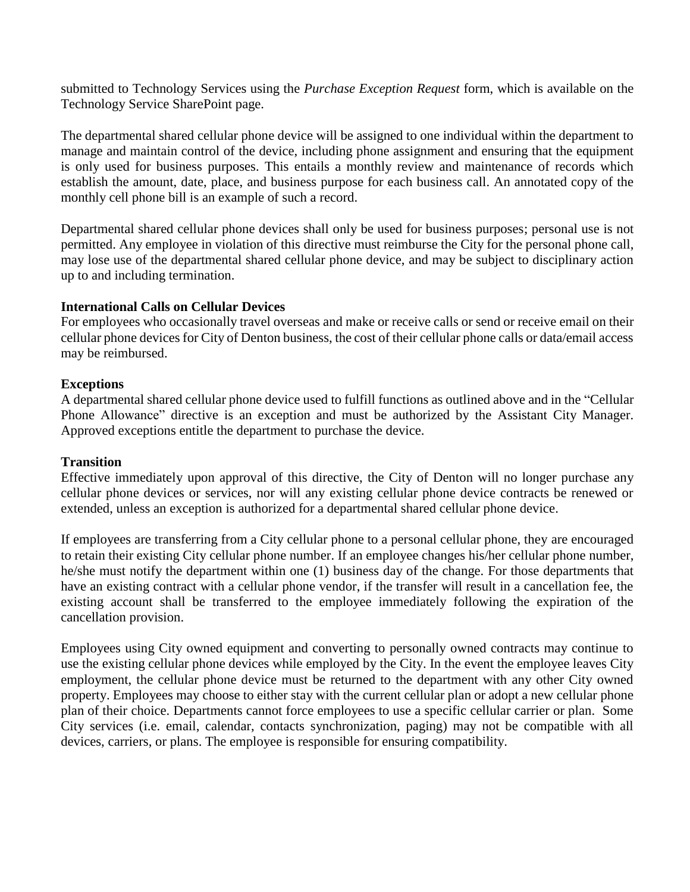submitted to Technology Services using the *Purchase Exception Request* form, which is available on the Technology Service SharePoint page.

The departmental shared cellular phone device will be assigned to one individual within the department to manage and maintain control of the device, including phone assignment and ensuring that the equipment is only used for business purposes. This entails a monthly review and maintenance of records which establish the amount, date, place, and business purpose for each business call. An annotated copy of the monthly cell phone bill is an example of such a record.

Departmental shared cellular phone devices shall only be used for business purposes; personal use is not permitted. Any employee in violation of this directive must reimburse the City for the personal phone call, may lose use of the departmental shared cellular phone device, and may be subject to disciplinary action up to and including termination.

**International Calls on Cellular Devices**

For employees who occasionally travel overseas and make or receive calls or send or receive email on their cellular phone devices for City of Denton business, the cost of their cellular phone calls or data/email access may be reimbursed.

**Exceptions**

A departmental shared cellular phone device used to fulfill functions as outlined above and in the "Cellular Phone Allowance" directive is an exception and must be authorized by the Assistant City Manager. Approved exceptions entitle the department to purchase the device.

**Transition**

Effective immediately upon approval of this directive, the City of Denton will no longer purchase any cellular phone devices or services, nor will any existing cellular phone device contracts be renewed or extended, unless an exception is authorized for a departmental shared cellular phone device.

If employees are transferring from a City cellular phone to a personal cellular phone, they are encouraged to retain their existing City cellular phone number. If an employee changes his/her cellular phone number, he/she must notify the department within one (1) business day of the change. For those departments that have an existing contract with a cellular phone vendor, if the transfer will result in a cancellation fee, the existing account shall be transferred to the employee immediately following the expiration of the cancellation provision.

Employees using City owned equipment and converting to personally owned contracts may continue to use the existing cellular phone devices while employed by the City. In the event the employee leaves City employment, the cellular phone device must be returned to the department with any other City owned property. Employees may choose to either stay with the current cellular plan or adopt a new cellular phone plan of their choice. Departments cannot force employees to use a specific cellular carrier or plan. Some City services (i.e. email, calendar, contacts synchronization, paging) may not be compatible with all devices, carriers, or plans. The employee is responsible for ensuring compatibility.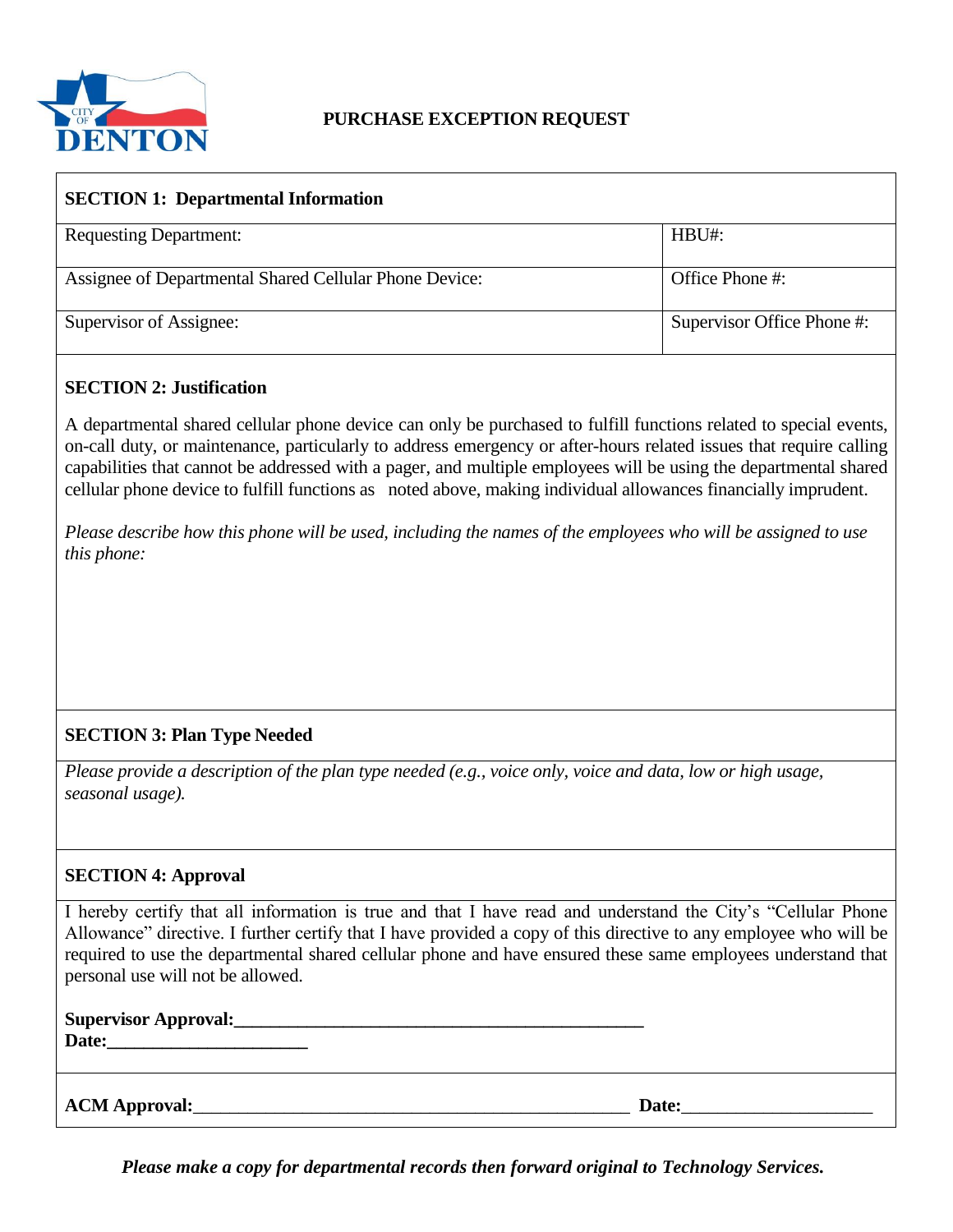CITY OF DENTON

# PURCHASE EXCEPTION REQUEST

## SECTION 1: Departmental Information

| | |
|---|---|
| Requesting Department: | HBU#: |
| Assignee of Departmental Shared Cellular Phone Device: | Office Phone #: |
| Supervisor of Assignee: | Supervisor Office Phone #: |

## SECTION 2: Justification

A departmental shared cellular phone device can only be purchased to fulfill functions related to special events, on-call duty, or maintenance, particularly to address emergency or after-hours related issues that require calling capabilities that cannot be addressed with a pager, and multiple employees will be using the departmental shared cellular phone device to fulfill functions as noted above, making individual allowances financially imprudent.

*Please describe how this phone will be used, including the names of the employees who will be assigned to use this phone:*

## SECTION 3: Plan Type Needed

*Please provide a description of the plan type needed (e.g., voice only, voice and data, low or high usage, seasonal usage).*

## SECTION 4: Approval

I hereby certify that all information is true and that I have read and understand the City's "Cellular Phone Allowance" directive. I further certify that I have provided a copy of this directive to any employee who will be required to use the departmental shared cellular phone and have ensured these same employees understand that personal use will not be allowed.

**Supervisor Approval:**_____________________________________________

**Date:**______________________

**ACM Approval:**_______________________________________________ **Date:**____________________

***Please make a copy for departmental records then forward original to Technology Services.***